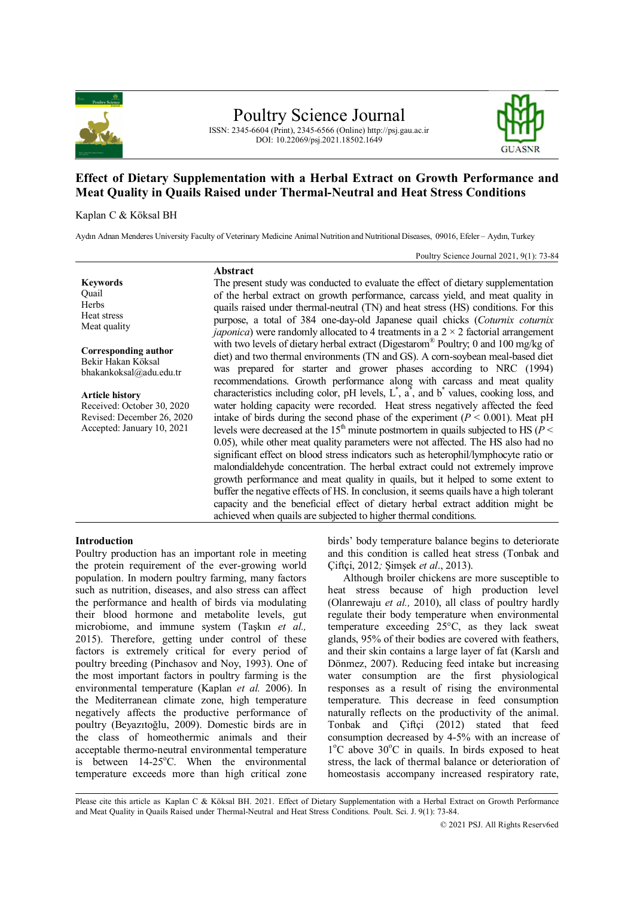# Poultry Science Journal

ISSN: 2345-6604 (Print), 2345-6566 (Online) http://psj.gau.ac.ir
DOI: 10.22069/psj.2021.18502.1649

## Effect of Dietary Supplementation with a Herbal Extract on Growth Performance and Meat Quality in Quails Raised under Thermal-Neutral and Heat Stress Conditions

Kaplan C & Köksal BH

Aydın Adnan Menderes University Faculty of Veterinary Medicine Animal Nutrition and Nutritional Diseases, 09016, Efeler – Aydın, Turkey

Poultry Science Journal 2021, 9(1): 73-84

**Keywords**
Quail
Herbs
Heat stress
Meat quality

**Corresponding author**
Bekir Hakan Köksal
bhakankoksal@adu.edu.tr

**Article history**
Received: October 30, 2020
Revised: December 26, 2020
Accepted: January 10, 2021

### Abstract

The present study was conducted to evaluate the effect of dietary supplementation of the herbal extract on growth performance, carcass yield, and meat quality in quails raised under thermal-neutral (TN) and heat stress (HS) conditions. For this purpose, a total of 384 one-day-old Japanese quail chicks (*Coturnix coturnix japonica*) were randomly allocated to 4 treatments in a 2 × 2 factorial arrangement with two levels of dietary herbal extract (Digestarom® Poultry; 0 and 100 mg/kg of diet) and two thermal environments (TN and GS). A corn-soybean meal-based diet was prepared for starter and grower phases according to NRC (1994) recommendations. Growth performance along with carcass and meat quality characteristics including color, pH levels, $L^*$, $a^*$, and $b^*$ values, cooking loss, and water holding capacity were recorded. Heat stress negatively affected the feed intake of birds during the second phase of the experiment ($P < 0.001$). Meat pH levels were decreased at the 15th minute postmortem in quails subjected to HS ($P < 0.05$), while other meat quality parameters were not affected. The HS also had no significant effect on blood stress indicators such as heterophil/lymphocyte ratio or malondialdehyde concentration. The herbal extract could not extremely improve growth performance and meat quality in quails, but it helped to some extent to buffer the negative effects of HS. In conclusion, it seems quails have a high tolerant capacity and the beneficial effect of dietary herbal extract addition might be achieved when quails are subjected to higher thermal conditions.

### Introduction

Poultry production has an important role in meeting the protein requirement of the ever-growing world population. In modern poultry farming, many factors such as nutrition, diseases, and also stress can affect the performance and health of birds via modulating their blood hormone and metabolite levels, gut microbiome, and immune system (Taşkın *et al.,* 2015). Therefore, getting under control of these factors is extremely critical for every period of poultry breeding (Pinchasov and Noy, 1993). One of the most important factors in poultry farming is the environmental temperature (Kaplan *et al.* 2006). In the Mediterranean climate zone, high temperature negatively affects the productive performance of poultry (Beyazıtoğlu, 2009). Domestic birds are in the class of homeothermic animals and their acceptable thermo-neutral environmental temperature is between 14-25°C. When the environmental temperature exceeds more than high critical zone birds' body temperature balance begins to deteriorate and this condition is called heat stress (Tonbak and Çiftçi, 2012; Şimşek *et al*., 2013).

Although broiler chickens are more susceptible to heat stress because of high production level (Olanrewaju *et al.,* 2010), all class of poultry hardly regulate their body temperature when environmental temperature exceeding 25°C, as they lack sweat glands, 95% of their bodies are covered with feathers, and their skin contains a large layer of fat (Karslı and Dönmez, 2007). Reducing feed intake but increasing water consumption are the first physiological responses as a result of rising the environmental temperature. This decrease in feed consumption naturally reflects on the productivity of the animal. Tonbak and Çiftçi (2012) stated that feed consumption decreased by 4-5% with an increase of 1°C above 30°C in quails. In birds exposed to heat stress, the lack of thermal balance or deterioration of homeostasis accompany increased respiratory rate,

Please cite this article as Kaplan C & Köksal BH. 2021. Effect of Dietary Supplementation with a Herbal Extract on Growth Performance and Meat Quality in Quails Raised under Thermal-Neutral and Heat Stress Conditions. Poult. Sci. J. 9(1): 73-84.

© 2021 PSJ. All Rights Reserv6ed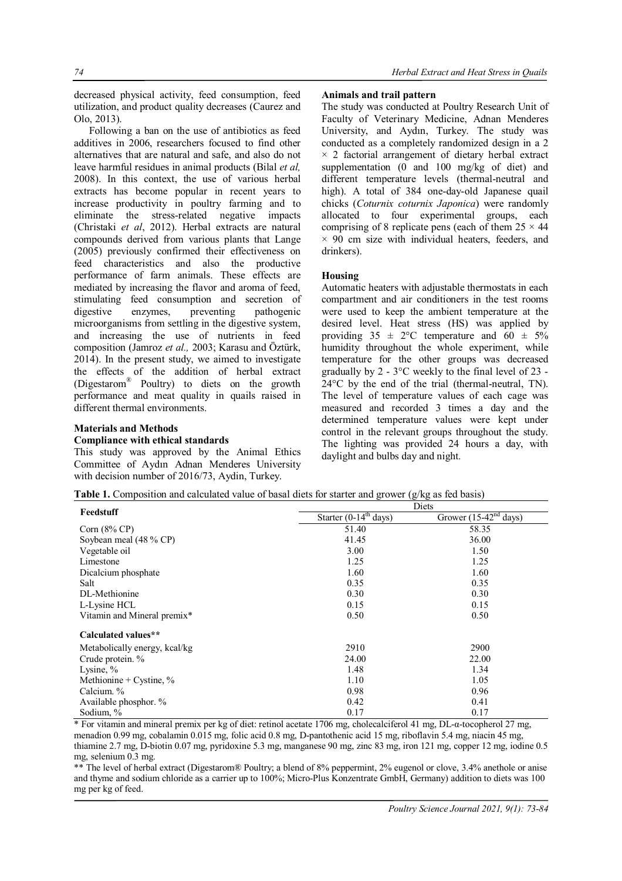decreased physical activity, feed consumption, feed utilization, and product quality decreases (Caurez and Olo, 2013).

Following a ban on the use of antibiotics as feed additives in 2006, researchers focused to find other alternatives that are natural and safe, and also do not leave harmful residues in animal products (Bilal *et al,* 2008). In this context, the use of various herbal extracts has become popular in recent years to increase productivity in poultry farming and to eliminate the stress-related negative impacts (Christaki *et al*, 2012). Herbal extracts are natural compounds derived from various plants that Lange (2005) previously confirmed their effectiveness on feed characteristics and also the productive performance of farm animals. These effects are mediated by increasing the flavor and aroma of feed, stimulating feed consumption and secretion of digestive enzymes, preventing pathogenic microorganisms from settling in the digestive system, and increasing the use of nutrients in feed composition (Jamroz *et al.,* 2003; Karasu and Öztürk, 2014). In the present study, we aimed to investigate the effects of the addition of herbal extract (Digestarom® Poultry) to diets on the growth performance and meat quality in quails raised in different thermal environments.

## Materials and Methods

### Compliance with ethical standards

This study was approved by the Animal Ethics Committee of Aydın Adnan Menderes University with decision number of 2016/73, Aydin, Turkey.

### Animals and trail pattern

The study was conducted at Poultry Research Unit of Faculty of Veterinary Medicine, Adnan Menderes University, and Aydın, Turkey. The study was conducted as a completely randomized design in a 2 × 2 factorial arrangement of dietary herbal extract supplementation (0 and 100 mg/kg of diet) and different temperature levels (thermal-neutral and high). A total of 384 one-day-old Japanese quail chicks (*Coturnix coturnix Japonica*) were randomly allocated to four experimental groups, each comprising of 8 replicate pens (each of them 25 × 44 × 90 cm size with individual heaters, feeders, and drinkers).

### Housing

Automatic heaters with adjustable thermostats in each compartment and air conditioners in the test rooms were used to keep the ambient temperature at the desired level. Heat stress (HS) was applied by providing 35 ± 2°C temperature and 60 ± 5% humidity throughout the whole experiment, while temperature for the other groups was decreased gradually by 2 - 3°C weekly to the final level of 23 - 24°C by the end of the trial (thermal-neutral, TN). The level of temperature values of each cage was measured and recorded 3 times a day and the determined temperature values were kept under control in the relevant groups throughout the study. The lighting was provided 24 hours a day, with daylight and bulbs day and night.

**Table 1.** Composition and calculated value of basal diets for starter and grower (g/kg as fed basis)

| Feedstuff | Diets | |
|---|---|---|
| | Starter (0-14th days) | Grower (15-42nd days) |
| Corn (8% CP) | 51.40 | 58.35 |
| Soybean meal (48 % CP) | 41.45 | 36.00 |
| Vegetable oil | 3.00 | 1.50 |
| Limestone | 1.25 | 1.25 |
| Dicalcium phosphate | 1.60 | 1.60 |
| Salt | 0.35 | 0.35 |
| DL-Methionine | 0.30 | 0.30 |
| L-Lysine HCL | 0.15 | 0.15 |
| Vitamin and Mineral premix* | 0.50 | 0.50 |
| **Calculated values**** | | |
| Metabolically energy, kcal/kg | 2910 | 2900 |
| Crude protein. % | 24.00 | 22.00 |
| Lysine, % | 1.48 | 1.34 |
| Methionine + Cystine, % | 1.10 | 1.05 |
| Calcium. % | 0.98 | 0.96 |
| Available phosphor. % | 0.42 | 0.41 |
| Sodium, % | 0.17 | 0.17 |

\* For vitamin and mineral premix per kg of diet: retinol acetate 1706 mg, cholecalciferol 41 mg, DL-α-tocopherol 27 mg, menadion 0.99 mg, cobalamin 0.015 mg, folic acid 0.8 mg, D-pantothenic acid 15 mg, riboflavin 5.4 mg, niacin 45 mg, thiamine 2.7 mg, D-biotin 0.07 mg, pyridoxine 5.3 mg, manganese 90 mg, zinc 83 mg, iron 121 mg, copper 12 mg, iodine 0.5 mg, selenium 0.3 mg.

\*\* The level of herbal extract (Digestarom® Poultry; a blend of 8% peppermint, 2% eugenol or clove, 3.4% anethole or anise and thyme and sodium chloride as a carrier up to 100%; Micro-Plus Konzentrate GmbH, Germany) addition to diets was 100 mg per kg of feed.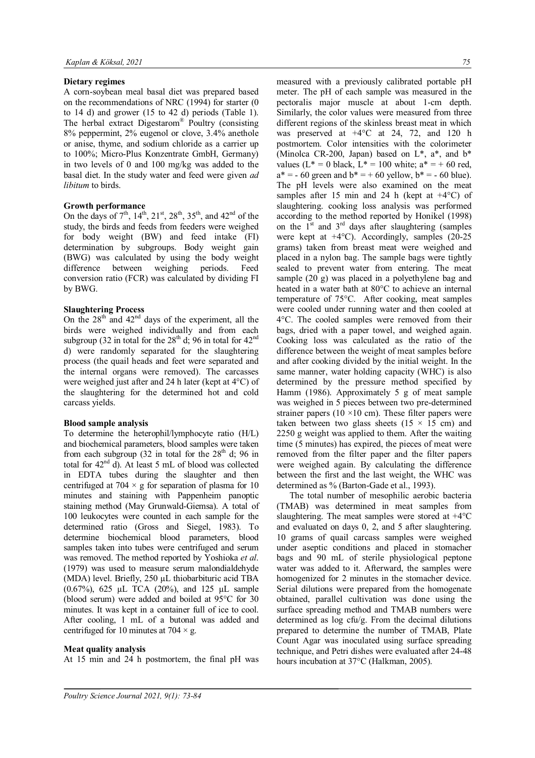**Dietary regimes**

A corn-soybean meal basal diet was prepared based on the recommendations of NRC (1994) for starter (0 to 14 d) and grower (15 to 42 d) periods (Table 1). The herbal extract Digestarom® Poultry (consisting 8% peppermint, 2% eugenol or clove, 3.4% anethole or anise, thyme, and sodium chloride as a carrier up to 100%; Micro-Plus Konzentrate GmbH, Germany) in two levels of 0 and 100 mg/kg was added to the basal diet. In the study water and feed were given *ad libitum* to birds.

**Growth performance**

On the days of 7th, 14th, 21st, 28th, 35th, and 42nd of the study, the birds and feeds from feeders were weighed for body weight (BW) and feed intake (FI) determination by subgroups. Body weight gain (BWG) was calculated by using the body weight difference between weighing periods. Feed conversion ratio (FCR) was calculated by dividing FI by BWG.

**Slaughtering Process**

On the 28th and 42nd days of the experiment, all the birds were weighed individually and from each subgroup (32 in total for the 28th d; 96 in total for 42nd d) were randomly separated for the slaughtering process (the quail heads and feet were separated and the internal organs were removed). The carcasses were weighed just after and 24 h later (kept at 4°C) of the slaughtering for the determined hot and cold carcass yields.

**Blood sample analysis**

To determine the heterophil/lymphocyte ratio (H/L) and biochemical parameters, blood samples were taken from each subgroup (32 in total for the 28th d; 96 in total for 42nd d). At least 5 mL of blood was collected in EDTA tubes during the slaughter and then centrifuged at 704 × g for separation of plasma for 10 minutes and staining with Pappenheim panoptic staining method (May Grunwald-Giemsa). A total of 100 leukocytes were counted in each sample for the determined ratio (Gross and Siegel, 1983). To determine biochemical blood parameters, blood samples taken into tubes were centrifuged and serum was removed. The method reported by Yoshioka *et al*. (1979) was used to measure serum malondialdehyde (MDA) level. Briefly, 250 µL thiobarbituric acid TBA (0.67%), 625 µL TCA (20%), and 125 µL sample (blood serum) were added and boiled at 95°C for 30 minutes. It was kept in a container full of ice to cool. After cooling, 1 mL of a butonal was added and centrifuged for 10 minutes at 704 × g.

**Meat quality analysis**

At 15 min and 24 h postmortem, the final pH was measured with a previously calibrated portable pH meter. The pH of each sample was measured in the pectoralis major muscle at about 1-cm depth. Similarly, the color values were measured from three different regions of the skinless breast meat in which was preserved at +4°C at 24, 72, and 120 h postmortem. Color intensities with the colorimeter (Minolca CR-200, Japan) based on L*, a*, and b* values (L* = 0 black, L* = 100 white; a* = + 60 red, a* = - 60 green and b* = + 60 yellow, b* = - 60 blue). The pH levels were also examined on the meat samples after 15 min and 24 h (kept at +4°C) of slaughtering. cooking loss analysis was performed according to the method reported by Honikel (1998) on the 1st and 3rd days after slaughtering (samples were kept at +4°C). Accordingly, samples (20-25 grams) taken from breast meat were weighed and placed in a nylon bag. The sample bags were tightly sealed to prevent water from entering. The meat sample (20 g) was placed in a polyethylene bag and heated in a water bath at 80°C to achieve an internal temperature of 75°C. After cooking, meat samples were cooled under running water and then cooled at 4°C. The cooled samples were removed from their bags, dried with a paper towel, and weighed again. Cooking loss was calculated as the ratio of the difference between the weight of meat samples before and after cooking divided by the initial weight. In the same manner, water holding capacity (WHC) is also determined by the pressure method specified by Hamm (1986). Approximately 5 g of meat sample was weighed in 5 pieces between two pre-determined strainer papers (10 ×10 cm). These filter papers were taken between two glass sheets (15 × 15 cm) and 2250 g weight was applied to them. After the waiting time (5 minutes) has expired, the pieces of meat were removed from the filter paper and the filter papers were weighed again. By calculating the difference between the first and the last weight, the WHC was determined as % (Barton-Gade et al., 1993).

The total number of mesophilic aerobic bacteria (TMAB) was determined in meat samples from slaughtering. The meat samples were stored at +4°C and evaluated on days 0, 2, and 5 after slaughtering. 10 grams of quail carcass samples were weighed under aseptic conditions and placed in stomacher bags and 90 mL of sterile physiological peptone water was added to it. Afterward, the samples were homogenized for 2 minutes in the stomacher device. Serial dilutions were prepared from the homogenate obtained, parallel cultivation was done using the surface spreading method and TMAB numbers were determined as log cfu/g. From the decimal dilutions prepared to determine the number of TMAB, Plate Count Agar was inoculated using surface spreading technique, and Petri dishes were evaluated after 24-48 hours incubation at 37°C (Halkman, 2005).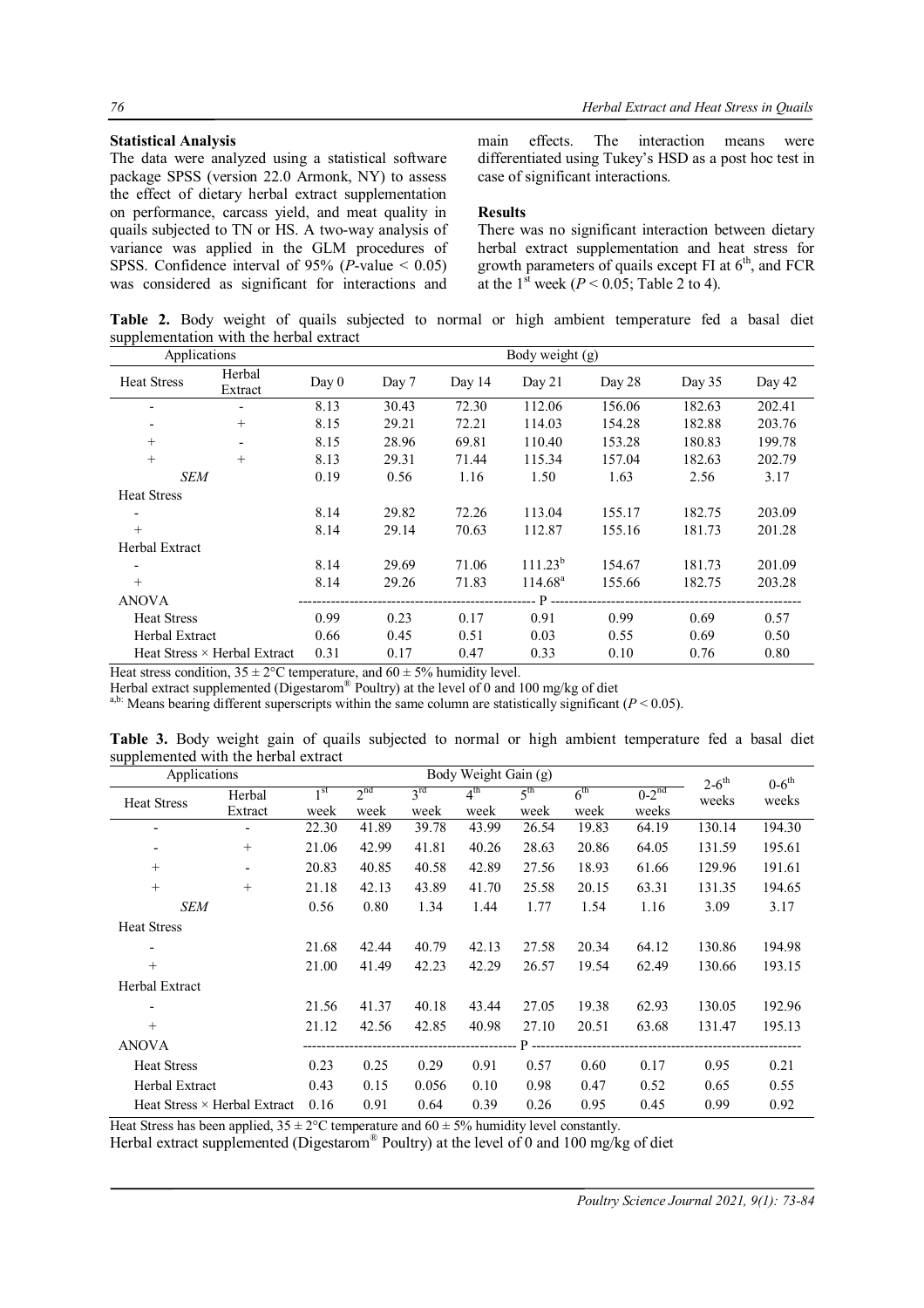### Statistical Analysis

The data were analyzed using a statistical software package SPSS (version 22.0 Armonk, NY) to assess the effect of dietary herbal extract supplementation on performance, carcass yield, and meat quality in quails subjected to TN or HS. A two-way analysis of variance was applied in the GLM procedures of SPSS. Confidence interval of 95% ($P$-value < 0.05) was considered as significant for interactions and main effects. The interaction means were differentiated using Tukey's HSD as a post hoc test in case of significant interactions.

### Results

There was no significant interaction between dietary herbal extract supplementation and heat stress for growth parameters of quails except FI at 6[th], and FCR at the 1[st] week ($P < 0.05$; Table 2 to 4).

**Table 2.** Body weight of quails subjected to normal or high ambient temperature fed a basal diet supplementation with the herbal extract

| Applications | | Body weight (g) | | | | | | |
|---|---|---|---|---|---|---|---|---|
| Heat Stress | Herbal Extract | Day 0 | Day 7 | Day 14 | Day 21 | Day 28 | Day 35 | Day 42 |
| - | - | 8.13 | 30.43 | 72.30 | 112.06 | 156.06 | 182.63 | 202.41 |
| - | + | 8.15 | 29.21 | 72.21 | 114.03 | 154.28 | 182.88 | 203.76 |
| + | - | 8.15 | 28.96 | 69.81 | 110.40 | 153.28 | 180.83 | 199.78 |
| + | + | 8.13 | 29.31 | 71.44 | 115.34 | 157.04 | 182.63 | 202.79 |
| *SEM* | | 0.19 | 0.56 | 1.16 | 1.50 | 1.63 | 2.56 | 3.17 |
| Heat Stress | | | | | | | | |
| - | | 8.14 | 29.82 | 72.26 | 113.04 | 155.17 | 182.75 | 203.09 |
| + | | 8.14 | 29.14 | 70.63 | 112.87 | 155.16 | 181.73 | 201.28 |
| Herbal Extract | | | | | | | | |
| - | | 8.14 | 29.69 | 71.06 | 111.23[b] | 154.67 | 181.73 | 201.09 |
| + | | 8.14 | 29.26 | 71.83 | 114.68[a] | 155.66 | 182.75 | 203.28 |
| ANOVA | | P | | | | | | |
| Heat Stress | | 0.99 | 0.23 | 0.17 | 0.91 | 0.99 | 0.69 | 0.57 |
| Herbal Extract | | 0.66 | 0.45 | 0.51 | 0.03 | 0.55 | 0.69 | 0.50 |
| Heat Stress × Herbal Extract | | 0.31 | 0.17 | 0.47 | 0.33 | 0.10 | 0.76 | 0.80 |

Heat stress condition, 35 ± 2°C temperature, and 60 ± 5% humidity level.
Herbal extract supplemented (Digestarom® Poultry) at the level of 0 and 100 mg/kg of diet
[a,b]: Means bearing different superscripts within the same column are statistically significant ($P < 0.05$).

**Table 3.** Body weight gain of quails subjected to normal or high ambient temperature fed a basal diet supplemented with the herbal extract

| Applications | | Body Weight Gain (g) | | | | | | | | |
|---|---|---|---|---|---|---|---|---|---|---|
| Heat Stress | Herbal Extract | 1[st] week | 2[nd] week | 3[rd] week | 4[th] week | 5[th] week | 6[th] week | 0-2[nd] weeks | 2-6[th] weeks | 0-6[th] weeks |
| - | - | 22.30 | 41.89 | 39.78 | 43.99 | 26.54 | 19.83 | 64.19 | 130.14 | 194.30 |
| - | + | 21.06 | 42.99 | 41.81 | 40.26 | 28.63 | 20.86 | 64.05 | 131.59 | 195.61 |
| + | - | 20.83 | 40.85 | 40.58 | 42.89 | 27.56 | 18.93 | 61.66 | 129.96 | 191.61 |
| + | + | 21.18 | 42.13 | 43.89 | 41.70 | 25.58 | 20.15 | 63.31 | 131.35 | 194.65 |
| *SEM* | | 0.56 | 0.80 | 1.34 | 1.44 | 1.77 | 1.54 | 1.16 | 3.09 | 3.17 |
| Heat Stress | | | | | | | | | | |
| - | | 21.68 | 42.44 | 40.79 | 42.13 | 27.58 | 20.34 | 64.12 | 130.86 | 194.98 |
| + | | 21.00 | 41.49 | 42.23 | 42.29 | 26.57 | 19.54 | 62.49 | 130.66 | 193.15 |
| Herbal Extract | | | | | | | | | | |
| - | | 21.56 | 41.37 | 40.18 | 43.44 | 27.05 | 19.38 | 62.93 | 130.05 | 192.96 |
| + | | 21.12 | 42.56 | 42.85 | 40.98 | 27.10 | 20.51 | 63.68 | 131.47 | 195.13 |
| ANOVA | | P | | | | | | | | |
| Heat Stress | | 0.23 | 0.25 | 0.29 | 0.91 | 0.57 | 0.60 | 0.17 | 0.95 | 0.21 |
| Herbal Extract | | 0.43 | 0.15 | 0.056 | 0.10 | 0.98 | 0.47 | 0.52 | 0.65 | 0.55 |
| Heat Stress × Herbal Extract | | 0.16 | 0.91 | 0.64 | 0.39 | 0.26 | 0.95 | 0.45 | 0.99 | 0.92 |

Heat Stress has been applied, 35 ± 2°C temperature and 60 ± 5% humidity level constantly.
Herbal extract supplemented (Digestarom® Poultry) at the level of 0 and 100 mg/kg of diet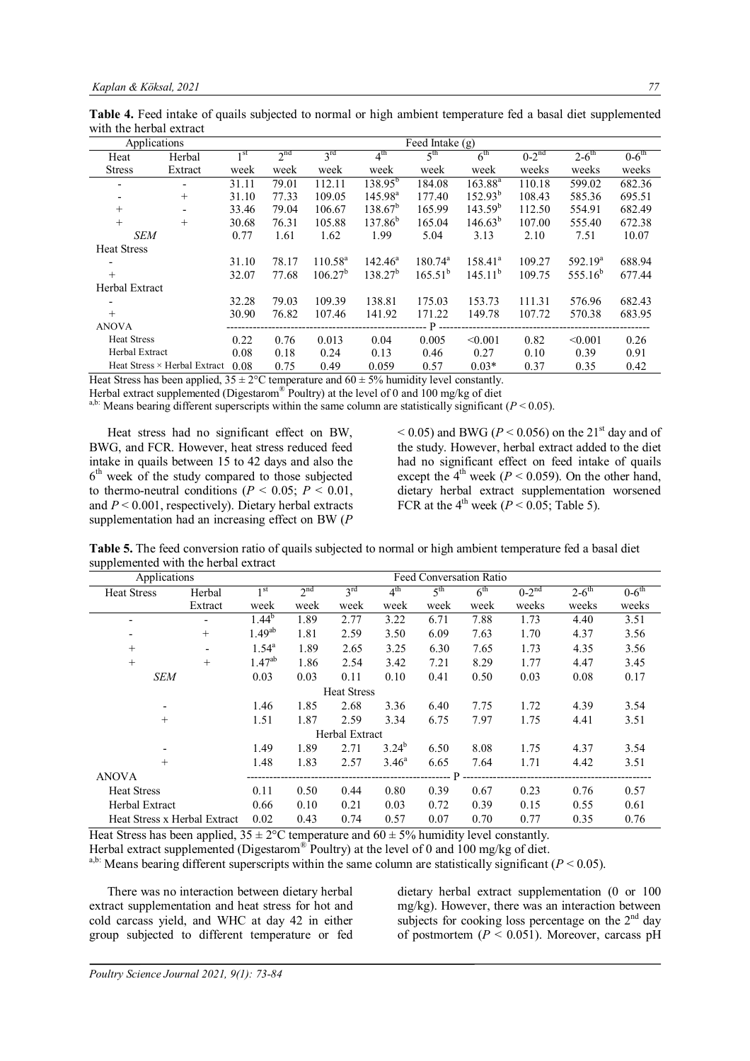**Table 4.** Feed intake of quails subjected to normal or high ambient temperature fed a basal diet supplemented with the herbal extract

| Applications | | Feed Intake (g) | | | | | | | | |
|---|---|---|---|---|---|---|---|---|---|---|
| Heat Stress | Herbal Extract | 1st week | 2nd week | 3rd week | 4th week | 5th week | 6th week | 0-2nd weeks | 2-6th weeks | 0-6th weeks |
| - | - | 31.11 | 79.01 | 112.11 | 138.95[b] | 184.08 | 163.88[a] | 110.18 | 599.02 | 682.36 |
| - | + | 31.10 | 77.33 | 109.05 | 145.98[a] | 177.40 | 152.93[b] | 108.43 | 585.36 | 695.51 |
| + | - | 33.46 | 79.04 | 106.67 | 138.67[b] | 165.99 | 143.59[b] | 112.50 | 554.91 | 682.49 |
| + | + | 30.68 | 76.31 | 105.88 | 137.86[b] | 165.04 | 146.63[b] | 107.00 | 555.40 | 672.38 |
| *SEM* | | 0.77 | 1.61 | 1.62 | 1.99 | 5.04 | 3.13 | 2.10 | 7.51 | 10.07 |
| Heat Stress | | | | | | | | | | |
| - | | 31.10 | 78.17 | 110.58[a] | 142.46[a] | 180.74[a] | 158.41[a] | 109.27 | 592.19[a] | 688.94 |
| + | | 32.07 | 77.68 | 106.27[b] | 138.27[b] | 165.51[b] | 145.11[b] | 109.75 | 555.16[b] | 677.44 |
| Herbal Extract | | | | | | | | | | |
| - | | 32.28 | 79.03 | 109.39 | 138.81 | 175.03 | 153.73 | 111.31 | 576.96 | 682.43 |
| + | | 30.90 | 76.82 | 107.46 | 141.92 | 171.22 | 149.78 | 107.72 | 570.38 | 683.95 |
| ANOVA | | P | | | | | | | | |
| Heat Stress | | 0.22 | 0.76 | 0.013 | 0.04 | 0.005 | <0.001 | 0.82 | <0.001 | 0.26 |
| Herbal Extract | | 0.08 | 0.18 | 0.24 | 0.13 | 0.46 | 0.27 | 0.10 | 0.39 | 0.91 |
| Heat Stress × Herbal Extract | | 0.08 | 0.75 | 0.49 | 0.059 | 0.57 | 0.03* | 0.37 | 0.35 | 0.42 |

Heat Stress has been applied, 35 ± 2°C temperature and 60 ± 5% humidity level constantly.
Herbal extract supplemented (Digestarom® Poultry) at the level of 0 and 100 mg/kg of diet
[a,b]: Means bearing different superscripts within the same column are statistically significant ($P < 0.05$).

Heat stress had no significant effect on BW, BWG, and FCR. However, heat stress reduced feed intake in quails between 15 to 42 days and also the 6th week of the study compared to those subjected to thermo-neutral conditions ($P < 0.05$; $P < 0.01$, and $P < 0.001$, respectively). Dietary herbal extracts supplementation had an increasing effect on BW ($P < 0.05$) and BWG ($P < 0.056$) on the 21st day and of the study. However, herbal extract added to the diet had no significant effect on feed intake of quails except the 4th week ($P < 0.059$). On the other hand, dietary herbal extract supplementation worsened FCR at the 4th week ($P < 0.05$; Table 5).

**Table 5.** The feed conversion ratio of quails subjected to normal or high ambient temperature fed a basal diet supplemented with the herbal extract

| Applications | | Feed Conversation Ratio | | | | | | | | |
|---|---|---|---|---|---|---|---|---|---|---|
| Heat Stress | Herbal Extract | 1st week | 2nd week | 3rd week | 4th week | 5th week | 6th week | 0-2nd weeks | 2-6th weeks | 0-6th weeks |
| - | - | 1.44[b] | 1.89 | 2.77 | 3.22 | 6.71 | 7.88 | 1.73 | 4.40 | 3.51 |
| - | + | 1.49[ab] | 1.81 | 2.59 | 3.50 | 6.09 | 7.63 | 1.70 | 4.37 | 3.56 |
| + | - | 1.54[a] | 1.89 | 2.65 | 3.25 | 6.30 | 7.65 | 1.73 | 4.35 | 3.56 |
| + | + | 1.47[ab] | 1.86 | 2.54 | 3.42 | 7.21 | 8.29 | 1.77 | 4.47 | 3.45 |
| *SEM* | | 0.03 | 0.03 | 0.11 | 0.10 | 0.41 | 0.50 | 0.03 | 0.08 | 0.17 |
| Heat Stress | | | | | | | | | | |
| - | | 1.46 | 1.85 | 2.68 | 3.36 | 6.40 | 7.75 | 1.72 | 4.39 | 3.54 |
| + | | 1.51 | 1.87 | 2.59 | 3.34 | 6.75 | 7.97 | 1.75 | 4.41 | 3.51 |
| Herbal Extract | | | | | | | | | | |
| - | | 1.49 | 1.89 | 2.71 | 3.24[b] | 6.50 | 8.08 | 1.75 | 4.37 | 3.54 |
| + | | 1.48 | 1.83 | 2.57 | 3.46[a] | 6.65 | 7.64 | 1.71 | 4.42 | 3.51 |
| ANOVA | | P | | | | | | | | |
| Heat Stress | | 0.11 | 0.50 | 0.44 | 0.80 | 0.39 | 0.67 | 0.23 | 0.76 | 0.57 |
| Herbal Extract | | 0.66 | 0.10 | 0.21 | 0.03 | 0.72 | 0.39 | 0.15 | 0.55 | 0.61 |
| Heat Stress x Herbal Extract | | 0.02 | 0.43 | 0.74 | 0.57 | 0.07 | 0.70 | 0.77 | 0.35 | 0.76 |

Heat Stress has been applied, 35 ± 2°C temperature and 60 ± 5% humidity level constantly.
Herbal extract supplemented (Digestarom® Poultry) at the level of 0 and 100 mg/kg of diet.
[a,b]: Means bearing different superscripts within the same column are statistically significant ($P < 0.05$).

There was no interaction between dietary herbal extract supplementation and heat stress for hot and cold carcass yield, and WHC at day 42 in either group subjected to different temperature or fed dietary herbal extract supplementation (0 or 100 mg/kg). However, there was an interaction between subjects for cooking loss percentage on the 2nd day of postmortem ($P < 0.051$). Moreover, carcass pH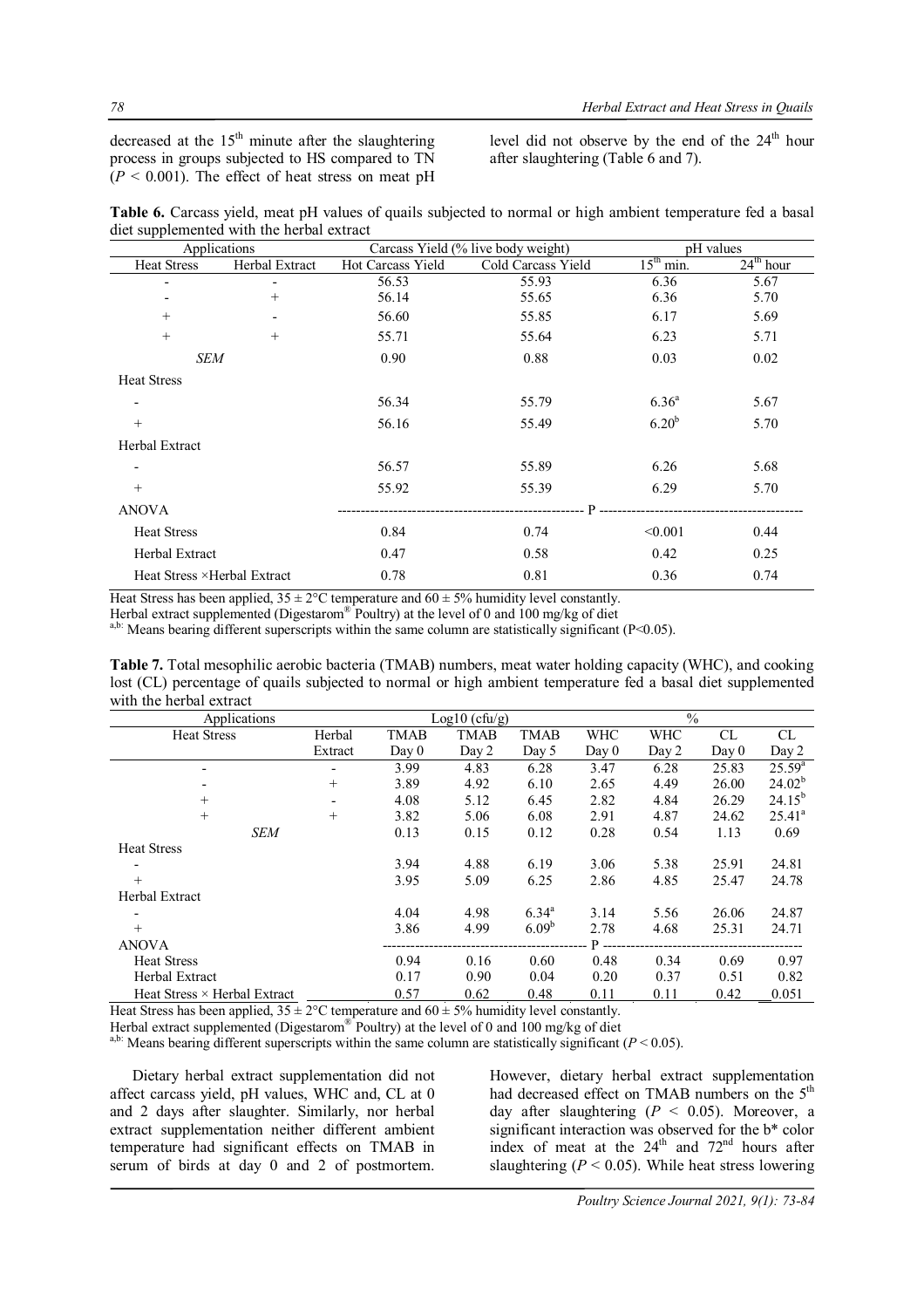decreased at the $15^{th}$ minute after the slaughtering process in groups subjected to HS compared to TN ($P < 0.001$). The effect of heat stress on meat pH level did not observe by the end of the $24^{th}$ hour after slaughtering (Table 6 and 7).

**Table 6.** Carcass yield, meat pH values of quails subjected to normal or high ambient temperature fed a basal diet supplemented with the herbal extract

| Applications | | Carcass Yield (% live body weight) | | pH values | |
|---|---|---|---|---|---|
| Heat Stress | Herbal Extract | Hot Carcass Yield | Cold Carcass Yield | $15^{th}$ min. | $24^{th}$ hour |
| - | - | 56.53 | 55.93 | 6.36 | 5.67 |
| - | + | 56.14 | 55.65 | 6.36 | 5.70 |
| + | - | 56.60 | 55.85 | 6.17 | 5.69 |
| + | + | 55.71 | 55.64 | 6.23 | 5.71 |
| *SEM* | | 0.90 | 0.88 | 0.03 | 0.02 |
| Heat Stress | | | | | |
| - | | 56.34 | 55.79 | $6.36^a$ | 5.67 |
| + | | 56.16 | 55.49 | $6.20^b$ | 5.70 |
| Herbal Extract | | | | | |
| - | | 56.57 | 55.89 | 6.26 | 5.68 |
| + | | 55.92 | 55.39 | 6.29 | 5.70 |
| ANOVA | | P | | | |
| Heat Stress | | 0.84 | 0.74 | <0.001 | 0.44 |
| Herbal Extract | | 0.47 | 0.58 | 0.42 | 0.25 |
| Heat Stress ×Herbal Extract | | 0.78 | 0.81 | 0.36 | 0.74 |

Heat Stress has been applied, $35 \pm 2°C$ temperature and $60 \pm 5\%$ humidity level constantly.
Herbal extract supplemented (Digestarom® Poultry) at the level of 0 and 100 mg/kg of diet
[a,b] Means bearing different superscripts within the same column are statistically significant (P<0.05).

**Table 7.** Total mesophilic aerobic bacteria (TMAB) numbers, meat water holding capacity (WHC), and cooking lost (CL) percentage of quails subjected to normal or high ambient temperature fed a basal diet supplemented with the herbal extract

| Applications | | Log10 (cfu/g) | | | % | | | |
|---|---|---|---|---|---|---|---|---|
| Heat Stress | Herbal Extract | TMAB Day 0 | TMAB Day 2 | TMAB Day 5 | WHC Day 0 | WHC Day 2 | CL Day 0 | CL Day 2 |
| - | - | 3.99 | 4.83 | 6.28 | 3.47 | 6.28 | 25.83 | $25.59^a$ |
| - | + | 3.89 | 4.92 | 6.10 | 2.65 | 4.49 | 26.00 | $24.02^b$ |
| + | - | 4.08 | 5.12 | 6.45 | 2.82 | 4.84 | 26.29 | $24.15^b$ |
| + | + | 3.82 | 5.06 | 6.08 | 2.91 | 4.87 | 24.62 | $25.41^a$ |
| *SEM* | | 0.13 | 0.15 | 0.12 | 0.28 | 0.54 | 1.13 | 0.69 |
| Heat Stress | | | | | | | | |
| - | | 3.94 | 4.88 | 6.19 | 3.06 | 5.38 | 25.91 | 24.81 |
| + | | 3.95 | 5.09 | 6.25 | 2.86 | 4.85 | 25.47 | 24.78 |
| Herbal Extract | | | | | | | | |
| - | | 4.04 | 4.98 | $6.34^a$ | 3.14 | 5.56 | 26.06 | 24.87 |
| + | | 3.86 | 4.99 | $6.09^b$ | 2.78 | 4.68 | 25.31 | 24.71 |
| ANOVA | | P | | | | | | |
| Heat Stress | | 0.94 | 0.16 | 0.60 | 0.48 | 0.34 | 0.69 | 0.97 |
| Herbal Extract | | 0.17 | 0.90 | 0.04 | 0.20 | 0.37 | 0.51 | 0.82 |
| Heat Stress × Herbal Extract | | 0.57 | 0.62 | 0.48 | 0.11 | 0.11 | 0.42 | 0.051 |

Heat Stress has been applied, $35 \pm 2°C$ temperature and $60 \pm 5\%$ humidity level constantly.
Herbal extract supplemented (Digestarom® Poultry) at the level of 0 and 100 mg/kg of diet
[a,b] Means bearing different superscripts within the same column are statistically significant ($P < 0.05$).

Dietary herbal extract supplementation did not affect carcass yield, pH values, WHC and, CL at 0 and 2 days after slaughter. Similarly, nor herbal extract supplementation neither different ambient temperature had significant effects on TMAB in serum of birds at day 0 and 2 of postmortem. However, dietary herbal extract supplementation had decreased effect on TMAB numbers on the $5^{th}$ day after slaughtering ($P < 0.05$). Moreover, a significant interaction was observed for the b* color index of meat at the $24^{th}$ and $72^{nd}$ hours after slaughtering ($P < 0.05$). While heat stress lowering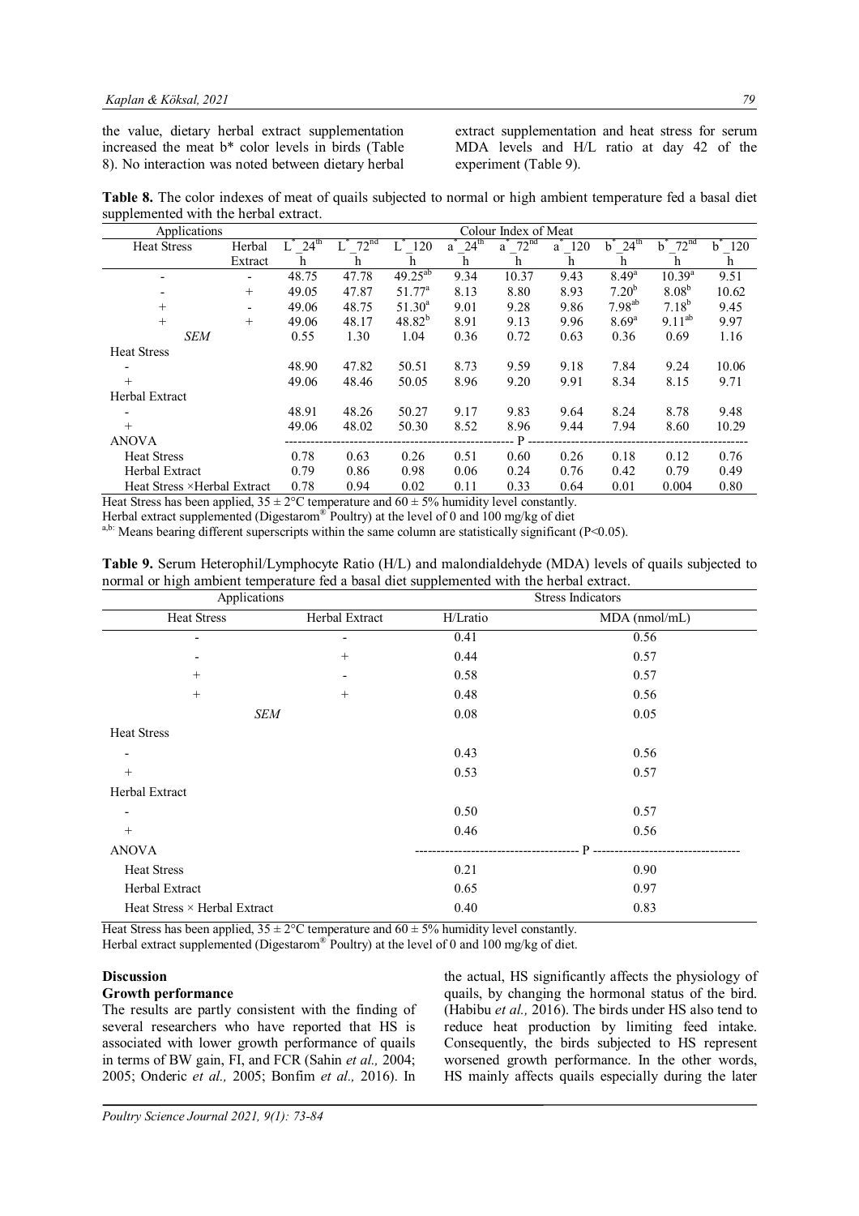the value, dietary herbal extract supplementation increased the meat b* color levels in birds (Table 8). No interaction was noted between dietary herbal extract supplementation and heat stress for serum MDA levels and H/L ratio at day 42 of the experiment (Table 9).

**Table 8.** The color indexes of meat of quails subjected to normal or high ambient temperature fed a basal diet supplemented with the herbal extract.

| Applications | | Colour Index of Meat | | | | | | | | |
|---|---|---|---|---|---|---|---|---|---|---|
| Heat Stress | Herbal Extract | L*_24th h | L*_72nd h | L*_120 h | a*_24th h | a*_72nd h | a*_120 h | b*_24th h | b*_72nd h | b*_120 h |
| - | - | 48.75 | 47.78 | 49.25[ab] | 9.34 | 10.37 | 9.43 | 8.49[a] | 10.39[a] | 9.51 |
| - | + | 49.05 | 47.87 | 51.77[a] | 8.13 | 8.80 | 8.93 | 7.20[b] | 8.08[b] | 10.62 |
| + | - | 49.06 | 48.75 | 51.30[a] | 9.01 | 9.28 | 9.86 | 7.98[ab] | 7.18[b] | 9.45 |
| + | + | 49.06 | 48.17 | 48.82[b] | 8.91 | 9.13 | 9.96 | 8.69[a] | 9.11[ab] | 9.97 |
| *SEM* | | 0.55 | 1.30 | 1.04 | 0.36 | 0.72 | 0.63 | 0.36 | 0.69 | 1.16 |
| Heat Stress | | | | | | | | | | |
| - | | 48.90 | 47.82 | 50.51 | 8.73 | 9.59 | 9.18 | 7.84 | 9.24 | 10.06 |
| + | | 49.06 | 48.46 | 50.05 | 8.96 | 9.20 | 9.91 | 8.34 | 8.15 | 9.71 |
| Herbal Extract | | | | | | | | | | |
| - | | 48.91 | 48.26 | 50.27 | 9.17 | 9.83 | 9.64 | 8.24 | 8.78 | 9.48 |
| + | | 49.06 | 48.02 | 50.30 | 8.52 | 8.96 | 9.44 | 7.94 | 8.60 | 10.29 |
| ANOVA | | P | | | | | | | | |
| Heat Stress | | 0.78 | 0.63 | 0.26 | 0.51 | 0.60 | 0.26 | 0.18 | 0.12 | 0.76 |
| Herbal Extract | | 0.79 | 0.86 | 0.98 | 0.06 | 0.24 | 0.76 | 0.42 | 0.79 | 0.49 |
| Heat Stress ×Herbal Extract | | 0.78 | 0.94 | 0.02 | 0.11 | 0.33 | 0.64 | 0.01 | 0.004 | 0.80 |

Heat Stress has been applied, 35 ± 2°C temperature and 60 ± 5% humidity level constantly.
Herbal extract supplemented (Digestarom® Poultry) at the level of 0 and 100 mg/kg of diet
[a,b:] Means bearing different superscripts within the same column are statistically significant (P<0.05).

**Table 9.** Serum Heterophil/Lymphocyte Ratio (H/L) and malondialdehyde (MDA) levels of quails subjected to normal or high ambient temperature fed a basal diet supplemented with the herbal extract.

| Applications | | Stress Indicators | |
|---|---|---|---|
| Heat Stress | Herbal Extract | H/Lratio | MDA (nmol/mL) |
| - | - | 0.41 | 0.56 |
| - | + | 0.44 | 0.57 |
| + | - | 0.58 | 0.57 |
| + | + | 0.48 | 0.56 |
| *SEM* | | 0.08 | 0.05 |
| Heat Stress | | | |
| - | | 0.43 | 0.56 |
| + | | 0.53 | 0.57 |
| Herbal Extract | | | |
| - | | 0.50 | 0.57 |
| + | | 0.46 | 0.56 |
| ANOVA | | P | |
| Heat Stress | | 0.21 | 0.90 |
| Herbal Extract | | 0.65 | 0.97 |
| Heat Stress × Herbal Extract | | 0.40 | 0.83 |

Heat Stress has been applied, 35 ± 2°C temperature and 60 ± 5% humidity level constantly.
Herbal extract supplemented (Digestarom® Poultry) at the level of 0 and 100 mg/kg of diet.

## Discussion

### Growth performance

The results are partly consistent with the finding of several researchers who have reported that HS is associated with lower growth performance of quails in terms of BW gain, FI, and FCR (Sahin *et al.,* 2004; 2005; Onderic *et al.,* 2005; Bonfim *et al.,* 2016). In the actual, HS significantly affects the physiology of quails, by changing the hormonal status of the bird. (Habibu *et al.,* 2016). The birds under HS also tend to reduce heat production by limiting feed intake. Consequently, the birds subjected to HS represent worsened growth performance. In the other words, HS mainly affects quails especially during the later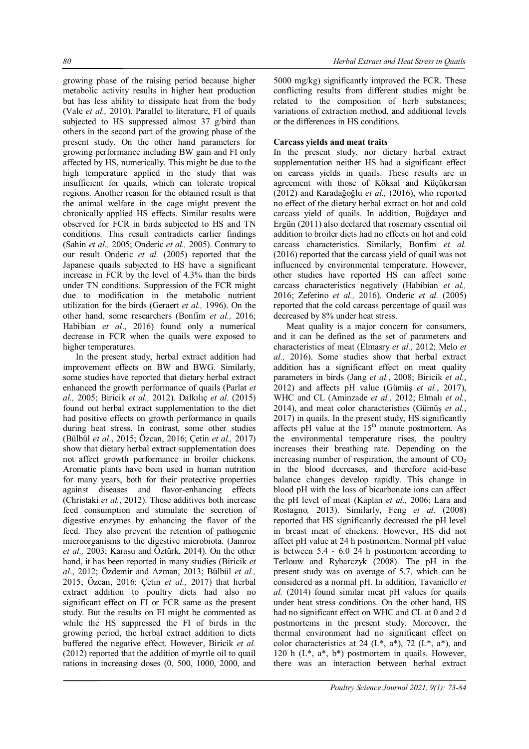growing phase of the raising period because higher metabolic activity results in higher heat production but has less ability to dissipate heat from the body (Vale *et al.,* 2010). Parallel to literature, FI of quails subjected to HS suppressed almost 37 g/bird than others in the second part of the growing phase of the present study. On the other hand parameters for growing performance including BW gain and FI only affected by HS, numerically. This might be due to the high temperature applied in the study that was insufficient for quails, which can tolerate tropical regions. Another reason for the obtained result is that the animal welfare in the cage might prevent the chronically applied HS effects. Similar results were observed for FCR in birds subjected to HS and TN conditions. This result contradicts earlier findings (Sahin *et al.,* 2005; Onderic *et al.,* 2005). Contrary to our result Onderic *et al.* (2005) reported that the Japanese quails subjected to HS have a significant increase in FCR by the level of 4.3% than the birds under TN conditions. Suppression of the FCR might due to modification in the metabolic nutrient utilization for the birds (Geraert *et al.,* 1996). On the other hand, some researchers (Bonfim *et al.,* 2016; Habibian *et al*., 2016) found only a numerical decrease in FCR when the quails were exposed to higher temperatures.

In the present study, herbal extract addition had improvement effects on BW and BWG. Similarly, some studies have reported that dietary herbal extract enhanced the growth performance of quails (Parlat *et al.,* 2005; Biricik *et al.,* 2012). Dalkılıç *et al.* (2015) found out herbal extract supplementation to the diet had positive effects on growth performance in quails during heat stress. In contrast, some other studies (Bülbül *et al*., 2015; Özcan, 2016; Çetin *et al.,* 2017) show that dietary herbal extract supplementation does not affect growth performance in broiler chickens. Aromatic plants have been used in human nutrition for many years, both for their protective properties against diseases and flavor-enhancing effects (Christaki *et al.*, 2012). These additives both increase feed consumption and stimulate the secretion of digestive enzymes by enhancing the flavor of the feed. They also prevent the retention of pathogenic microorganisms to the digestive microbiota. (Jamroz *et al.,* 2003; Karasu and Öztürk, 2014). On the other hand, it has been reported in many studies (Biricik *et al*., 2012; Özdemir and Azman, 2013; Bülbül *et al.,* 2015; Özcan, 2016; Çetin *et al.,* 2017) that herbal extract addition to poultry diets had also no significant effect on FI or FCR same as the present study. But the results on FI might be commented as while the HS suppressed the FI of birds in the growing period, the herbal extract addition to diets buffered the negative effect. However, Biricik *et al.* (2012) reported that the addition of myrtle oil to quail rations in increasing doses (0, 500, 1000, 2000, and 5000 mg/kg) significantly improved the FCR. These conflicting results from different studies might be related to the composition of herb substances; variations of extraction method, and additional levels or the differences in HS conditions.

**Carcass yields and meat traits**

In the present study, nor dietary herbal extract supplementation neither HS had a significant effect on carcass yields in quails. These results are in agreement with those of Köksal and Küçükersan (2012) and Karadağoğlu *et al.,* (2016), who reported no effect of the dietary herbal extract on hot and cold carcass yield of quails. In addition, Buğdaycı and Ergün (2011) also declared that rosemary essential oil addition to broiler diets had no effects on hot and cold carcass characteristics. Similarly, Bonfim *et al.* (2016) reported that the carcass yield of quail was not influenced by environmental temperature. However, other studies have reported HS can affect some carcass characteristics negatively (Habibian *et al.,* 2016; Zeferino *et al.,* 2016). Onderic *et al.* (2005) reported that the cold carcass percentage of quail was decreased by 8% under heat stress.

Meat quality is a major concern for consumers, and it can be defined as the set of parameters and characteristics of meat (Elmasry *et al.,* 2012; Melo *et al.,* 2016). Some studies show that herbal extract addition has a significant effect on meat quality parameters in birds (Jang *et al.*, 2008; Biricik *et al.*, 2012) and affects pH value (Gümüş *et al.*, 2017), WHC and CL (Aminzade *et al.*, 2012; Elmalı *et al.*, 2014), and meat color characteristics (Gümüş *et al.*, 2017) in quails. In the present study, HS significantly affects pH value at the 15[th] minute postmortem. As the environmental temperature rises, the poultry increases their breathing rate. Depending on the increasing number of respiration, the amount of $CO_2$ in the blood decreases, and therefore acid-base balance changes develop rapidly. This change in blood pH with the loss of bicarbonate ions can affect the pH level of meat (Kaplan *et al.,* 2006; Lara and Rostagno*,* 2013). Similarly, Feng *et al*. (2008) reported that HS significantly decreased the pH level in breast meat of chickens. However, HS did not affect pH value at 24 h postmortem. Normal pH value is between 5.4 - 6.0 24 h postmortem according to Terlouw and Rybarczyk (2008). The pH in the present study was on average of 5.7, which can be considered as a normal pH. In addition, Tavaniello *et al.* (2014) found similar meat pH values for quails under heat stress conditions. On the other hand, HS had no significant effect on WHC and CL at 0 and 2 d postmortems in the present study. Moreover, the thermal environment had no significant effect on color characteristics at 24 (L*, a*), 72 (L*, a*), and 120 h (L*, a*, b*) postmortem in quails. However, there was an interaction between herbal extract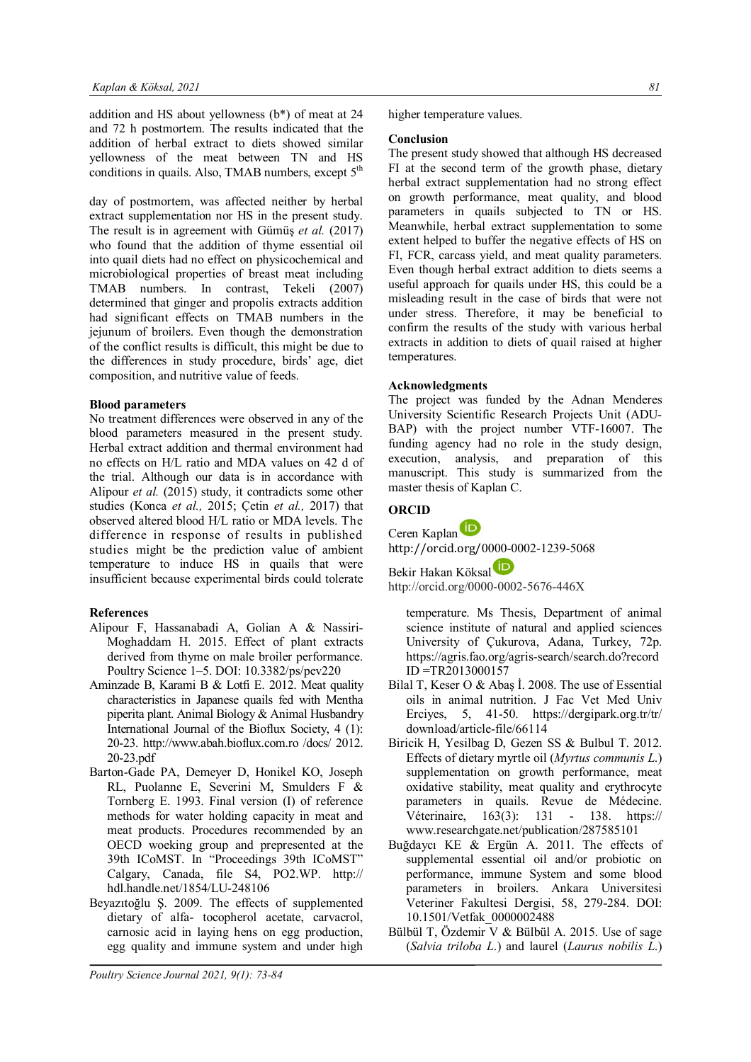addition and HS about yellowness (b*) of meat at 24 and 72 h postmortem. The results indicated that the addition of herbal extract to diets showed similar yellowness of the meat between TN and HS conditions in quails. Also, TMAB numbers, except 5th day of postmortem, was affected neither by herbal extract supplementation nor HS in the present study. The result is in agreement with Gümüş *et al.* (2017) who found that the addition of thyme essential oil into quail diets had no effect on physicochemical and microbiological properties of breast meat including TMAB numbers. In contrast, Tekeli (2007) determined that ginger and propolis extracts addition had significant effects on TMAB numbers in the jejunum of broilers. Even though the demonstration of the conflict results is difficult, this might be due to the differences in study procedure, birds' age, diet composition, and nutritive value of feeds.

### Blood parameters

No treatment differences were observed in any of the blood parameters measured in the present study. Herbal extract addition and thermal environment had no effects on H/L ratio and MDA values on 42 d of the trial. Although our data is in accordance with Alipour *et al.* (2015) study, it contradicts some other studies (Konca *et al.,* 2015; Çetin *et al.,* 2017) that observed altered blood H/L ratio or MDA levels. The difference in response of results in published studies might be the prediction value of ambient temperature to induce HS in quails that were insufficient because experimental birds could tolerate higher temperature values.

### Conclusion

The present study showed that although HS decreased FI at the second term of the growth phase, dietary herbal extract supplementation had no strong effect on growth performance, meat quality, and blood parameters in quails subjected to TN or HS. Meanwhile, herbal extract supplementation to some extent helped to buffer the negative effects of HS on FI, FCR, carcass yield, and meat quality parameters. Even though herbal extract addition to diets seems a useful approach for quails under HS, this could be a misleading result in the case of birds that were not under stress. Therefore, it may be beneficial to confirm the results of the study with various herbal extracts in addition to diets of quail raised at higher temperatures.

### Acknowledgments

The project was funded by the Adnan Menderes University Scientific Research Projects Unit (ADU-BAP) with the project number VTF-16007. The funding agency had no role in the study design, execution, analysis, and preparation of this manuscript. This study is summarized from the master thesis of Kaplan C.

### ORCID

Ceren Kaplan
http://orcid.org/0000-0002-1239-5068

Bekir Hakan Köksal
http://orcid.org/0000-0002-5676-446X

### References

- Alipour F, Hassanabadi A, Golian A & Nassiri-Moghaddam H. 2015. Effect of plant extracts derived from thyme on male broiler performance. Poultry Science 1–5. DOI: 10.3382/ps/pev220
- Aminzade B, Karami B & Lotfi E. 2012. Meat quality characteristics in Japanese quails fed with Mentha piperita plant. Animal Biology & Animal Husbandry International Journal of the Bioflux Society, 4 (1): 20-23. http://www.abah.bioflux.com.ro /docs/ 2012. 20-23.pdf
- Barton-Gade PA, Demeyer D, Honikel KO, Joseph RL, Puolanne E, Severini M, Smulders F & Tornberg E. 1993. Final version (I) of reference methods for water holding capacity in meat and meat products. Procedures recommended by an OECD woeking group and prepresented at the 39th ICoMST. In "Proceedings 39th ICoMST" Calgary, Canada, file S4, PO2.WP. http:// hdl.handle.net/1854/LU-248106
- Beyazıtoğlu Ş. 2009. The effects of supplemented dietary of alfa- tocopherol acetate, carvacrol, carnosic acid in laying hens on egg production, egg quality and immune system and under high temperature. Ms Thesis, Department of animal science institute of natural and applied sciences University of Çukurova, Adana, Turkey, 72p. https://agris.fao.org/agris-search/search.do?record ID =TR2013000157
- Bilal T, Keser O & Abaş İ. 2008. The use of Essential oils in animal nutrition. J Fac Vet Med Univ Erciyes, 5, 41-50. https://dergipark.org.tr/tr/ download/article-file/66114
- Biricik H, Yesilbag D, Gezen SS & Bulbul T. 2012. Effects of dietary myrtle oil (*Myrtus communis L.*) supplementation on growth performance, meat oxidative stability, meat quality and erythrocyte parameters in quails. Revue de Médecine. Véterinaire, 163(3): 131 - 138. https:// www.researchgate.net/publication/287585101
- Buğdaycı KE & Ergün A. 2011. The effects of supplemental essential oil and/or probiotic on performance, immune System and some blood parameters in broilers. Ankara Universitesi Veteriner Fakultesi Dergisi, 58, 279-284. DOI: 10.1501/Vetfak_0000002488
- Bülbül T, Özdemir V & Bülbül A. 2015. Use of sage (*Salvia triloba L.*) and laurel (*Laurus nobilis L.*)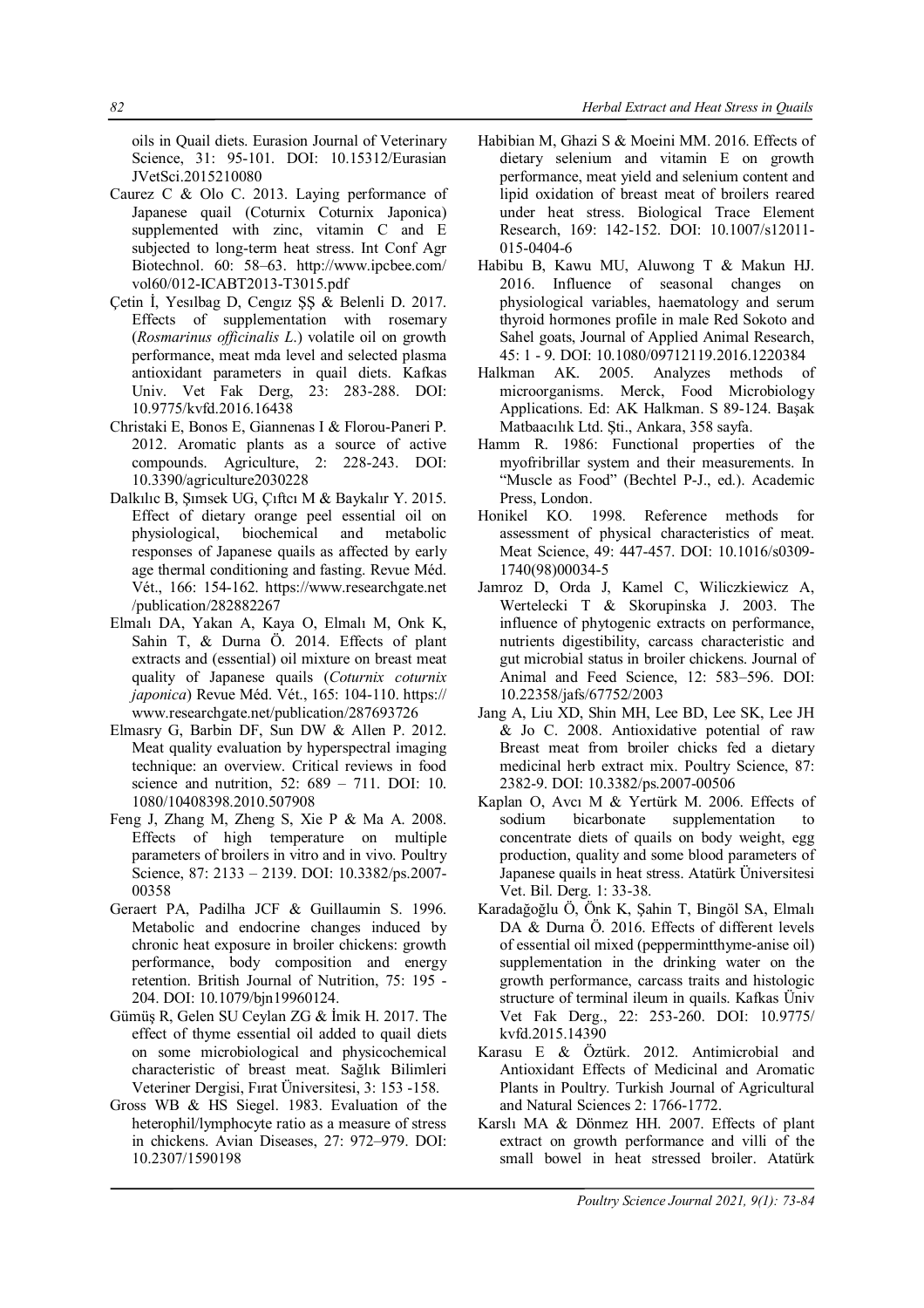oils in Quail diets. Eurasion Journal of Veterinary Science, 31: 95-101. DOI: 10.15312/Eurasian JVetSci.2015210080

Caurez C & Olo C. 2013. Laying performance of Japanese quail (Coturnix Coturnix Japonica) supplemented with zinc, vitamin C and E subjected to long-term heat stress. Int Conf Agr Biotechnol. 60: 58–63. http://www.ipcbee.com/vol60/012-ICABT2013-T3015.pdf

Çetin İ, Yesılbag D, Cengız ŞŞ & Belenli D. 2017. Effects of supplementation with rosemary (*Rosmarinus officinalis L.*) volatile oil on growth performance, meat mda level and selected plasma antioxidant parameters in quail diets. Kafkas Univ. Vet Fak Derg, 23: 283-288. DOI: 10.9775/kvfd.2016.16438

Christaki E, Bonos E, Giannenas I & Florou-Paneri P. 2012. Aromatic plants as a source of active compounds. Agriculture, 2: 228-243. DOI: 10.3390/agriculture2030228

Dalkılıc B, Şımsek UG, Çıftcı M & Baykalır Y. 2015. Effect of dietary orange peel essential oil on physiological, biochemical and metabolic responses of Japanese quails as affected by early age thermal conditioning and fasting. Revue Méd. Vét., 166: 154-162. https://www.researchgate.net/publication/282882267

Elmalı DA, Yakan A, Kaya O, Elmalı M, Onk K, Sahin T, & Durna Ö. 2014. Effects of plant extracts and (essential) oil mixture on breast meat quality of Japanese quails (*Coturnix coturnix japonica*) Revue Méd. Vét., 165: 104-110. https://www.researchgate.net/publication/287693726

Elmasry G, Barbin DF, Sun DW & Allen P. 2012. Meat quality evaluation by hyperspectral imaging technique: an overview. Critical reviews in food science and nutrition, 52: 689 – 711. DOI: 10.1080/10408398.2010.507908

Feng J, Zhang M, Zheng S, Xie P & Ma A. 2008. Effects of high temperature on multiple parameters of broilers in vitro and in vivo. Poultry Science, 87: 2133 – 2139. DOI: 10.3382/ps.2007-00358

Geraert PA, Padilha JCF & Guillaumin S. 1996. Metabolic and endocrine changes induced by chronic heat exposure in broiler chickens: growth performance, body composition and energy retention. British Journal of Nutrition, 75: 195 - 204. DOI: 10.1079/bjn19960124.

Gümüş R, Gelen SU Ceylan ZG & İmik H. 2017. The effect of thyme essential oil added to quail diets on some microbiological and physicochemical characteristic of breast meat. Sağlık Bilimleri Veteriner Dergisi, Fırat Üniversitesi, 3: 153 -158.

Gross WB & HS Siegel. 1983. Evaluation of the heterophil/lymphocyte ratio as a measure of stress in chickens. Avian Diseases, 27: 972–979. DOI: 10.2307/1590198

Habibian M, Ghazi S & Moeini MM. 2016. Effects of dietary selenium and vitamin E on growth performance, meat yield and selenium content and lipid oxidation of breast meat of broilers reared under heat stress. Biological Trace Element Research, 169: 142-152. DOI: 10.1007/s12011-015-0404-6

Habibu B, Kawu MU, Aluwong T & Makun HJ. 2016. Influence of seasonal changes on physiological variables, haematology and serum thyroid hormones profile in male Red Sokoto and Sahel goats, Journal of Applied Animal Research, 45: 1 - 9. DOI: 10.1080/09712119.2016.1220384

Halkman AK. 2005. Analyzes methods of microorganisms. Merck, Food Microbiology Applications. Ed: AK Halkman. S 89-124. Başak Matbaacılık Ltd. Şti., Ankara, 358 sayfa.

Hamm R. 1986: Functional properties of the myofribrillar system and their measurements. In "Muscle as Food" (Bechtel P-J., ed.). Academic Press, London.

Honikel KO. 1998. Reference methods for assessment of physical characteristics of meat. Meat Science, 49: 447-457. DOI: 10.1016/s0309-1740(98)00034-5

Jamroz D, Orda J, Kamel C, Wiliczkiewicz A, Wertelecki T & Skorupinska J. 2003. The influence of phytogenic extracts on performance, nutrients digestibility, carcass characteristic and gut microbial status in broiler chickens. Journal of Animal and Feed Science, 12: 583–596. DOI: 10.22358/jafs/67752/2003

Jang A, Liu XD, Shin MH, Lee BD, Lee SK, Lee JH & Jo C. 2008. Antioxidative potential of raw Breast meat from broiler chicks fed a dietary medicinal herb extract mix. Poultry Science, 87: 2382-9. DOI: 10.3382/ps.2007-00506

Kaplan O, Avcı M & Yertürk M. 2006. Effects of sodium bicarbonate supplementation to concentrate diets of quails on body weight, egg production, quality and some blood parameters of Japanese quails in heat stress. Atatürk Üniversitesi Vet. Bil. Derg. 1: 33-38.

Karadağoğlu Ö, Önk K, Şahin T, Bingöl SA, Elmalı DA & Durna Ö. 2016. Effects of different levels of essential oil mixed (peppermintthyme-anise oil) supplementation in the drinking water on the growth performance, carcass traits and histologic structure of terminal ileum in quails. Kafkas Üniv Vet Fak Derg., 22: 253-260. DOI: 10.9775/kvfd.2015.14390

Karasu E & Öztürk. 2012. Antimicrobial and Antioxidant Effects of Medicinal and Aromatic Plants in Poultry. Turkish Journal of Agricultural and Natural Sciences 2: 1766-1772.

Karslı MA & Dönmez HH. 2007. Effects of plant extract on growth performance and villi of the small bowel in heat stressed broiler. Atatürk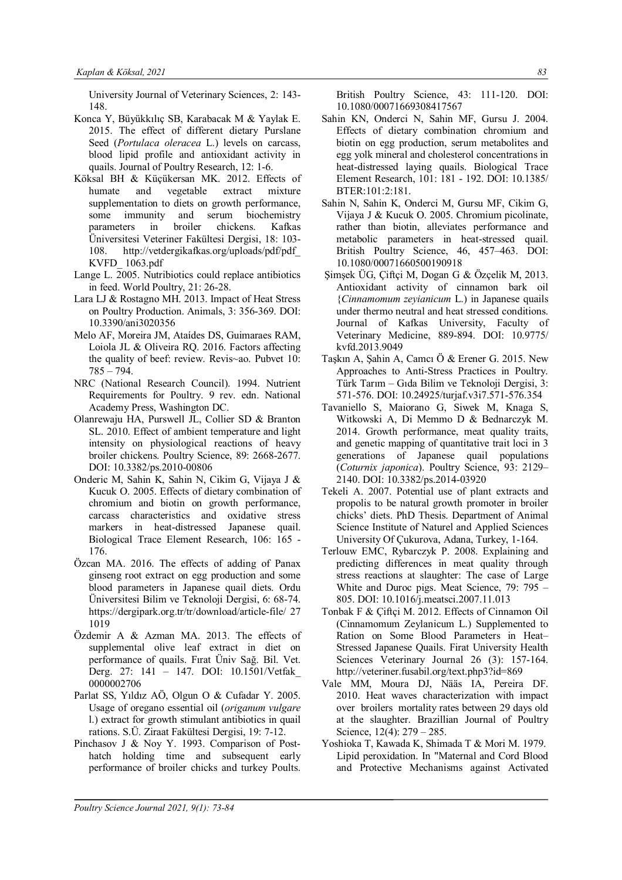University Journal of Veterinary Sciences, 2: 143-148.

Konca Y, Büyükkılıç SB, Karabacak M & Yaylak E. 2015. The effect of different dietary Purslane Seed (*Portulaca oleracea* L.) levels on carcass, blood lipid profile and antioxidant activity in quails. Journal of Poultry Research, 12: 1-6.

Köksal BH & Küçükersan MK. 2012. Effects of humate and vegetable extract mixture supplementation to diets on growth performance, some immunity and serum biochemistry parameters in broiler chickens. Kafkas Üniversitesi Veteriner Fakültesi Dergisi, 18: 103-108. http://vetdergikafkas.org/uploads/pdf/pdf_KVFD_ 1063.pdf

Lange L. 2005. Nutribiotics could replace antibiotics in feed. World Poultry, 21: 26-28.

Lara LJ & Rostagno MH. 2013. Impact of Heat Stress on Poultry Production. Animals, 3: 356-369. DOI: 10.3390/ani3020356

Melo AF, Moreira JM, Ataídes DS, Guimaraes RAM, Loiola JL & Oliveira RQ. 2016. Factors affecting the quality of beef: review. Revis~ao. Pubvet 10: 785 – 794.

NRC (National Research Council). 1994. Nutrient Requirements for Poultry. 9 rev. edn. National Academy Press, Washington DC.

Olanrewaju HA, Purswell JL, Collier SD & Branton SL. 2010. Effect of ambient temperature and light intensity on physiological reactions of heavy broiler chickens. Poultry Science, 89: 2668-2677. DOI: 10.3382/ps.2010-00806

Onderic M, Sahin K, Sahin N, Cikim G, Vijaya J & Kucuk O. 2005. Effects of dietary combination of chromium and biotin on growth performance, carcass characteristics and oxidative stress markers in heat-distressed Japanese quail. Biological Trace Element Research, 106: 165 - 176.

Özcan MA. 2016. The effects of adding of Panax ginseng root extract on egg production and some blood parameters in Japanese quail diets. Ordu Üniversitesi Bilim ve Teknoloji Dergisi, 6: 68-74. https://dergipark.org.tr/tr/download/article-file/ 27 1019

Özdemir A & Azman MA. 2013. The effects of supplemental olive leaf extract in diet on performance of quails. Fırat Üniv Sağ. Bil. Vet. Derg. 27: 141 – 147. DOI: 10.1501/Vetfak_0000002706

Parlat SS, Yıldız AÖ, Olgun O & Cufadar Y. 2005. Usage of oregano essential oil (*origanum vulgare* l.) extract for growth stimulant antibiotics in quail rations. S.Ü. Ziraat Fakültesi Dergisi, 19: 7-12.

Pinchasov J & Noy Y. 1993. Comparison of Post-hatch holding time and subsequent early performance of broiler chicks and turkey Poults. British Poultry Science, 43: 111-120. DOI: 10.1080/00071669308417567

Sahin KN, Onderci N, Sahin MF, Gursu J. 2004. Effects of dietary combination chromium and biotin on egg production, serum metabolites and egg yolk mineral and cholesterol concentrations in heat-distressed laying quails. Biological Trace Element Research, 101: 181 - 192. DOI: 10.1385/ BTER:101:2:181.

Sahin N, Sahin K, Onderci M, Gursu MF, Cikim G, Vijaya J & Kucuk O. 2005. Chromium picolinate, rather than biotin, alleviates performance and metabolic parameters in heat-stressed quail. British Poultry Science, 46, 457–463. DOI: 10.1080/00071660500190918

Şimşek ÜG, Çiftçi M, Dogan G & Özçelik M, 2013. Antioxidant activity of cinnamon bark oil {*Cinnamomum zeyianicum* L.) in Japanese quails under thermo neutral and heat stressed conditions. Journal of Kafkas University, Faculty of Veterinary Medicine, 889-894. DOI: 10.9775/ kvfd.2013.9049

Taşkın A, Şahin A, Camcı Ö & Erener G. 2015. New Approaches to Anti-Stress Practices in Poultry. Türk Tarım – Gıda Bilim ve Teknoloji Dergisi, 3: 571-576. DOI: 10.24925/turjaf.v3i7.571-576.354

Tavaniello S, Maiorano G, Siwek M, Knaga S, Witkowski A, Di Memmo D & Bednarczyk M. 2014. Growth performance, meat quality traits, and genetic mapping of quantitative trait loci in 3 generations of Japanese quail populations (*Coturnix japonica*). Poultry Science, 93: 2129–2140. DOI: 10.3382/ps.2014-03920

Tekeli A. 2007. Potential use of plant extracts and propolis to be natural growth promoter in broiler chicks' diets. PhD Thesis. Department of Animal Science Institute of Naturel and Applied Sciences University Of Çukurova, Adana, Turkey, 1-164.

Terlouw EMC, Rybarczyk P. 2008. Explaining and predicting differences in meat quality through stress reactions at slaughter: The case of Large White and Duroc pigs. Meat Science, 79: 795 – 805. DOI: 10.1016/j.meatsci.2007.11.013

Tonbak F & Çiftçi M. 2012. Effects of Cinnamon Oil (Cinnamomum Zeylanicum L.) Supplemented to Ration on Some Blood Parameters in Heat–Stressed Japanese Quails. Firat University Health Sciences Veterinary Journal 26 (3): 157-164. http://veteriner.fusabil.org/text.php3?id=869

Vale MM, Moura DJ, Nääs IA, Pereira DF. 2010. Heat waves characterization with impact over broilers mortality rates between 29 days old at the slaughter. Brazillian Journal of Poultry Science, 12(4): 279 – 285.

Yoshioka T, Kawada K, Shimada T & Mori M. 1979. Lipid peroxidation. In "Maternal and Cord Blood and Protective Mechanisms against Activated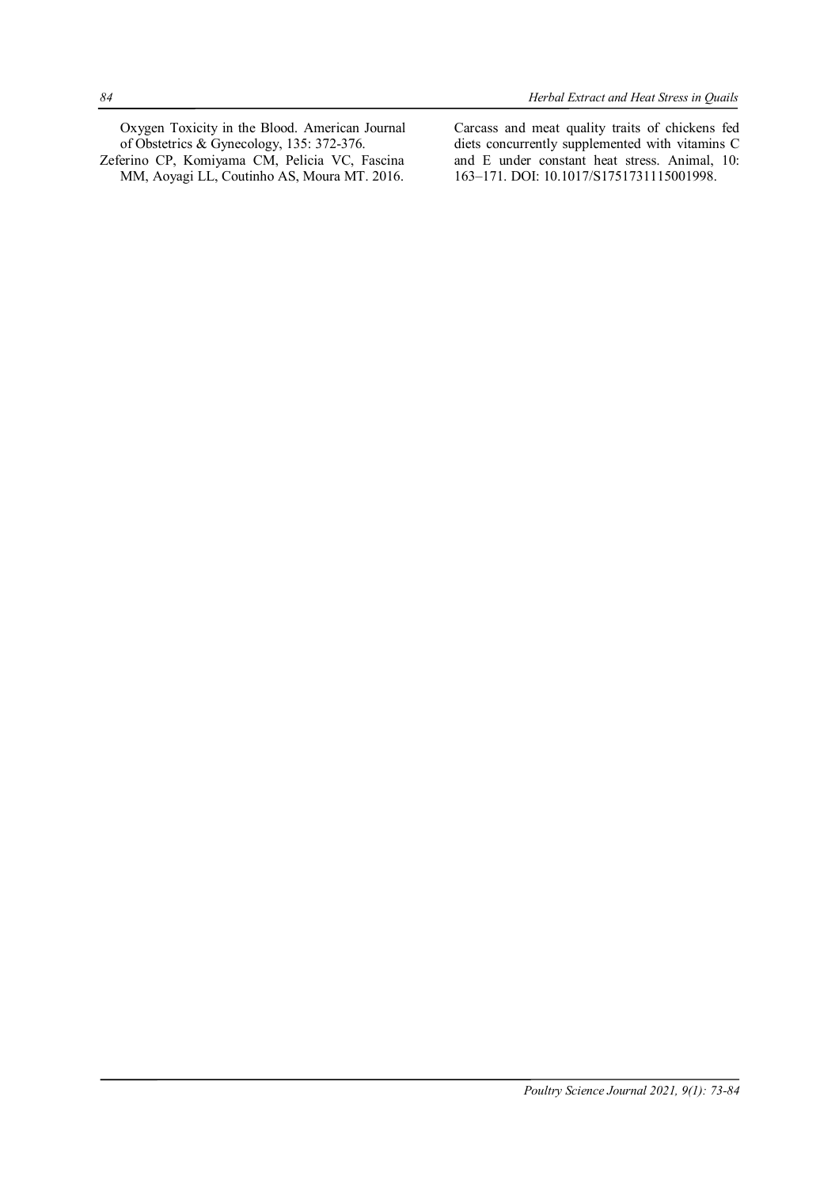Oxygen Toxicity in the Blood. American Journal of Obstetrics & Gynecology, 135: 372-376.

Zeferino CP, Komiyama CM, Pelicia VC, Fascina MM, Aoyagi LL, Coutinho AS, Moura MT. 2016. Carcass and meat quality traits of chickens fed diets concurrently supplemented with vitamins C and E under constant heat stress. Animal, 10: 163–171. DOI: 10.1017/S1751731115001998.